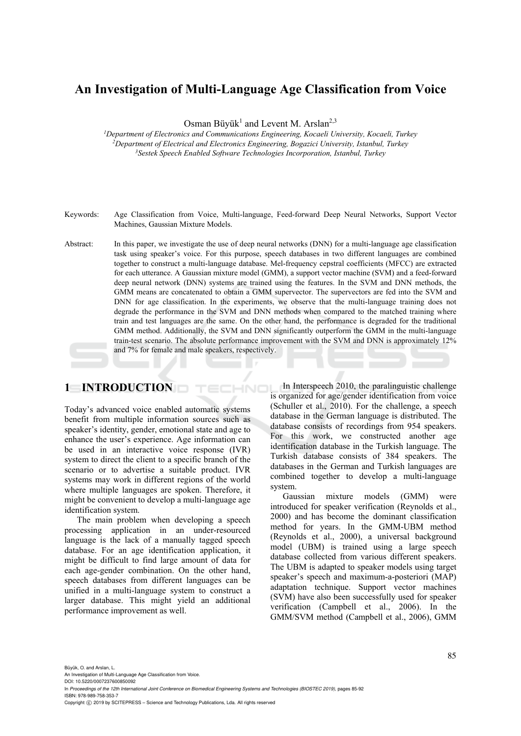# An Investigation of Multi-Language Age Classification from Voice

Osman Büyük[1] and Levent M. Arslan[2,3]

[1]*Department of Electronics and Communications Engineering, Kocaeli University, Kocaeli, Turkey*
[2]*Department of Electrical and Electronics Engineering, Bogazici University, Istanbul, Turkey*
[3]*Sestek Speech Enabled Software Technologies Incorporation, Istanbul, Turkey*

Keywords: Age Classification from Voice, Multi-language, Feed-forward Deep Neural Networks, Support Vector Machines, Gaussian Mixture Models.

Abstract: In this paper, we investigate the use of deep neural networks (DNN) for a multi-language age classification task using speaker's voice. For this purpose, speech databases in two different languages are combined together to construct a multi-language database. Mel-frequency cepstral coefficients (MFCC) are extracted for each utterance. A Gaussian mixture model (GMM), a support vector machine (SVM) and a feed-forward deep neural network (DNN) systems are trained using the features. In the SVM and DNN methods, the GMM means are concatenated to obtain a GMM supervector. The supervectors are fed into the SVM and DNN for age classification. In the experiments, we observe that the multi-language training does not degrade the performance in the SVM and DNN methods when compared to the matched training where train and test languages are the same. On the other hand, the performance is degraded for the traditional GMM method. Additionally, the SVM and DNN significantly outperform the GMM in the multi-language train-test scenario. The absolute performance improvement with the SVM and DNN is approximately 12% and 7% for female and male speakers, respectively.

## 1 INTRODUCTION

Today's advanced voice enabled automatic systems benefit from multiple information sources such as speaker's identity, gender, emotional state and age to enhance the user's experience. Age information can be used in an interactive voice response (IVR) system to direct the client to a specific branch of the scenario or to advertise a suitable product. IVR systems may work in different regions of the world where multiple languages are spoken. Therefore, it might be convenient to develop a multi-language age identification system.

The main problem when developing a speech processing application in an under-resourced language is the lack of a manually tagged speech database. For an age identification application, it might be difficult to find large amount of data for each age-gender combination. On the other hand, speech databases from different languages can be unified in a multi-language system to construct a larger database. This might yield an additional performance improvement as well.

In Interspeech 2010, the paralinguistic challenge is organized for age/gender identification from voice (Schuller et al., 2010). For the challenge, a speech database in the German language is distributed. The database consists of recordings from 954 speakers. For this work, we constructed another age identification database in the Turkish language. The Turkish database consists of 384 speakers. The databases in the German and Turkish languages are combined together to develop a multi-language system.

Gaussian mixture models (GMM) were introduced for speaker verification (Reynolds et al., 2000) and has become the dominant classification method for years. In the GMM-UBM method (Reynolds et al., 2000), a universal background model (UBM) is trained using a large speech database collected from various different speakers. The UBM is adapted to speaker models using target speaker's speech and maximum-a-posteriori (MAP) adaptation technique. Support vector machines (SVM) have also been successfully used for speaker verification (Campbell et al., 2006). In the GMM/SVM method (Campbell et al., 2006), GMM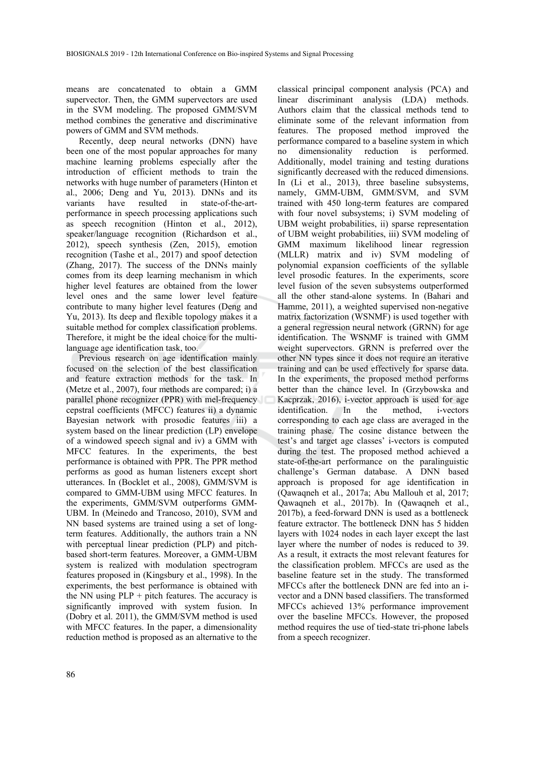means are concatenated to obtain a GMM supervector. Then, the GMM supervectors are used in the SVM modeling. The proposed GMM/SVM method combines the generative and discriminative powers of GMM and SVM methods.

Recently, deep neural networks (DNN) have been one of the most popular approaches for many machine learning problems especially after the introduction of efficient methods to train the networks with huge number of parameters (Hinton et al., 2006; Deng and Yu, 2013). DNNs and its variants have resulted in state-of-the-art-performance in speech processing applications such as speech recognition (Hinton et al., 2012), speaker/language recognition (Richardson et al., 2012), speech synthesis (Zen, 2015), emotion recognition (Tashe et al., 2017) and spoof detection (Zhang, 2017). The success of the DNNs mainly comes from its deep learning mechanism in which higher level features are obtained from the lower level ones and the same lower level feature contribute to many higher level features (Deng and Yu, 2013). Its deep and flexible topology makes it a suitable method for complex classification problems. Therefore, it might be the ideal choice for the multi-language age identification task, too.

Previous research on age identification mainly focused on the selection of the best classification and feature extraction methods for the task. In (Metze et al., 2007), four methods are compared; i) a parallel phone recognizer (PPR) with mel-frequency cepstral coefficients (MFCC) features ii) a dynamic Bayesian network with prosodic features iii) a system based on the linear prediction (LP) envelope of a windowed speech signal and iv) a GMM with MFCC features. In the experiments, the best performance is obtained with PPR. The PPR method performs as good as human listeners except short utterances. In (Bocklet et al., 2008), GMM/SVM is compared to GMM-UBM using MFCC features. In the experiments, GMM/SVM outperforms GMM-UBM. In (Meinedo and Trancoso, 2010), SVM and NN based systems are trained using a set of long-term features. Additionally, the authors train a NN with perceptual linear prediction (PLP) and pitch-based short-term features. Moreover, a GMM-UBM system is realized with modulation spectrogram features proposed in (Kingsbury et al., 1998). In the experiments, the best performance is obtained with the NN using PLP + pitch features. The accuracy is significantly improved with system fusion. In (Dobry et al. 2011), the GMM/SVM method is used with MFCC features. In the paper, a dimensionality reduction method is proposed as an alternative to the classical principal component analysis (PCA) and linear discriminant analysis (LDA) methods. Authors claim that the classical methods tend to eliminate some of the relevant information from features. The proposed method improved the performance compared to a baseline system in which no dimensionality reduction is performed. Additionally, model training and testing durations significantly decreased with the reduced dimensions. In (Li et al., 2013), three baseline subsystems, namely, GMM-UBM, GMM/SVM, and SVM trained with 450 long-term features are compared with four novel subsystems; i) SVM modeling of UBM weight probabilities, ii) sparse representation of UBM weight probabilities, iii) SVM modeling of GMM maximum likelihood linear regression (MLLR) matrix and iv) SVM modeling of polynomial expansion coefficients of the syllable level prosodic features. In the experiments, score level fusion of the seven subsystems outperformed all the other stand-alone systems. In (Bahari and Hamme, 2011), a weighted supervised non-negative matrix factorization (WSNMF) is used together with a general regression neural network (GRNN) for age identification. The WSNMF is trained with GMM weight supervectors. GRNN is preferred over the other NN types since it does not require an iterative training and can be used effectively for sparse data. In the experiments, the proposed method performs better than the chance level. In (Grzybowska and Kacprzak, 2016), i-vector approach is used for age identification. In the method, i-vectors corresponding to each age class are averaged in the training phase. The cosine distance between the test's and target age classes' i-vectors is computed during the test. The proposed method achieved a state-of-the-art performance on the paralinguistic challenge's German database. A DNN based approach is proposed for age identification in (Qawaqneh et al., 2017a; Abu Mallouh et al, 2017; Qawaqneh et al., 2017b). In (Qawaqneh et al., 2017b), a feed-forward DNN is used as a bottleneck feature extractor. The bottleneck DNN has 5 hidden layers with 1024 nodes in each layer except the last layer where the number of nodes is reduced to 39. As a result, it extracts the most relevant features for the classification problem. MFCCs are used as the baseline feature set in the study. The transformed MFCCs after the bottleneck DNN are fed into an i-vector and a DNN based classifiers. The transformed MFCCs achieved 13% performance improvement over the baseline MFCCs. However, the proposed method requires the use of tied-state tri-phone labels from a speech recognizer.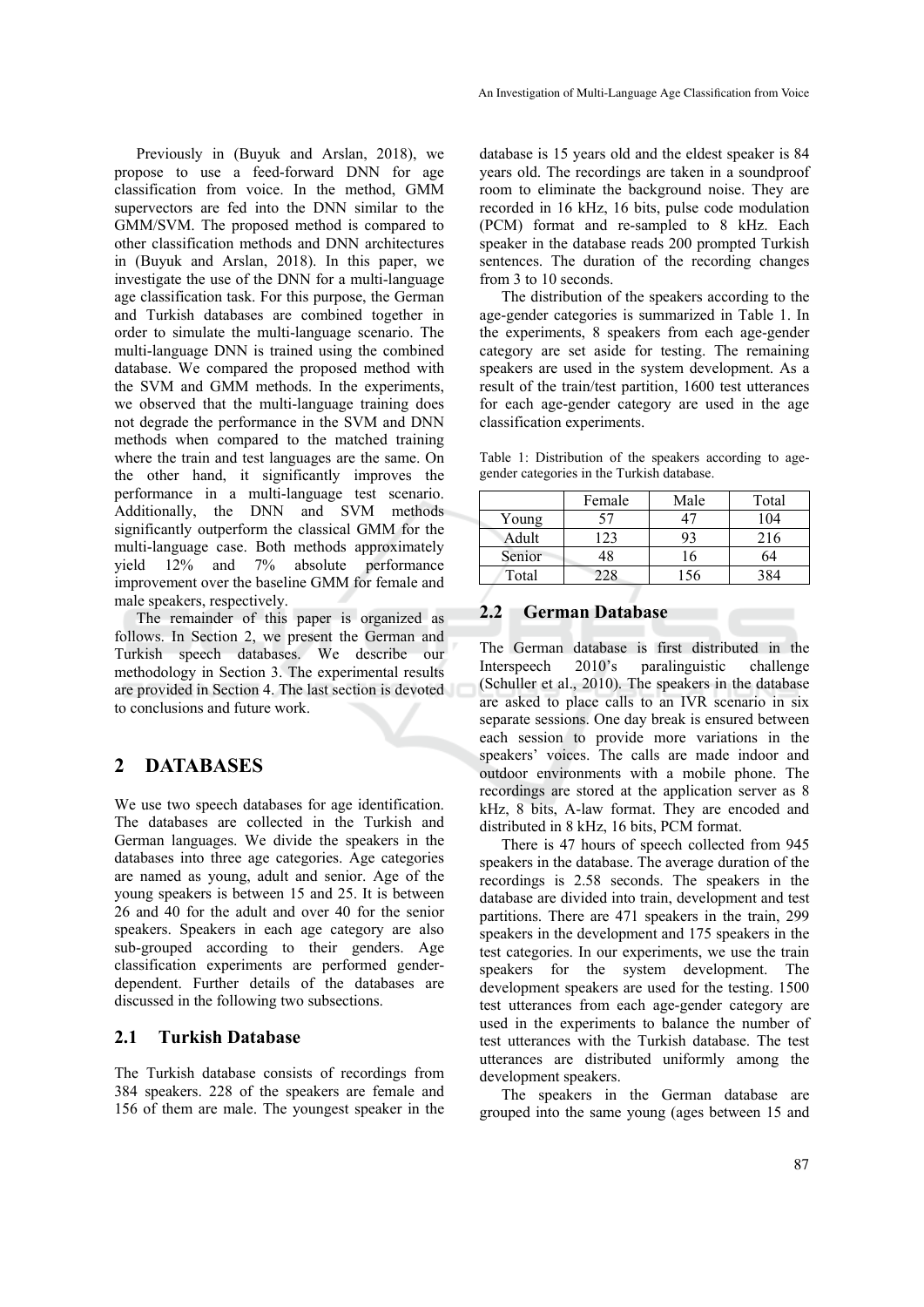Previously in (Buyuk and Arslan, 2018), we propose to use a feed-forward DNN for age classification from voice. In the method, GMM supervectors are fed into the DNN similar to the GMM/SVM. The proposed method is compared to other classification methods and DNN architectures in (Buyuk and Arslan, 2018). In this paper, we investigate the use of the DNN for a multi-language age classification task. For this purpose, the German and Turkish databases are combined together in order to simulate the multi-language scenario. The multi-language DNN is trained using the combined database. We compared the proposed method with the SVM and GMM methods. In the experiments, we observed that the multi-language training does not degrade the performance in the SVM and DNN methods when compared to the matched training where the train and test languages are the same. On the other hand, it significantly improves the performance in a multi-language test scenario. Additionally, the DNN and SVM methods significantly outperform the classical GMM for the multi-language case. Both methods approximately yield 12% and 7% absolute performance improvement over the baseline GMM for female and male speakers, respectively.

The remainder of this paper is organized as follows. In Section 2, we present the German and Turkish speech databases. We describe our methodology in Section 3. The experimental results are provided in Section 4. The last section is devoted to conclusions and future work.

## 2 DATABASES

We use two speech databases for age identification. The databases are collected in the Turkish and German languages. We divide the speakers in the databases into three age categories. Age categories are named as young, adult and senior. Age of the young speakers is between 15 and 25. It is between 26 and 40 for the adult and over 40 for the senior speakers. Speakers in each age category are also sub-grouped according to their genders. Age classification experiments are performed gender-dependent. Further details of the databases are discussed in the following two subsections.

### 2.1 Turkish Database

The Turkish database consists of recordings from 384 speakers. 228 of the speakers are female and 156 of them are male. The youngest speaker in the database is 15 years old and the eldest speaker is 84 years old. The recordings are taken in a soundproof room to eliminate the background noise. They are recorded in 16 kHz, 16 bits, pulse code modulation (PCM) format and re-sampled to 8 kHz. Each speaker in the database reads 200 prompted Turkish sentences. The duration of the recording changes from 3 to 10 seconds.

The distribution of the speakers according to the age-gender categories is summarized in Table 1. In the experiments, 8 speakers from each age-gender category are set aside for testing. The remaining speakers are used in the system development. As a result of the train/test partition, 1600 test utterances for each age-gender category are used in the age classification experiments.

Table 1: Distribution of the speakers according to age-gender categories in the Turkish database.

| | Female | Male | Total |
|---|---|---|---|
| Young | 57 | 47 | 104 |
| Adult | 123 | 93 | 216 |
| Senior | 48 | 16 | 64 |
| Total | 228 | 156 | 384 |

### 2.2 German Database

The German database is first distributed in the Interspeech 2010's paralinguistic challenge (Schuller et al., 2010). The speakers in the database are asked to place calls to an IVR scenario in six separate sessions. One day break is ensured between each session to provide more variations in the speakers' voices. The calls are made indoor and outdoor environments with a mobile phone. The recordings are stored at the application server as 8 kHz, 8 bits, A-law format. They are encoded and distributed in 8 kHz, 16 bits, PCM format.

There is 47 hours of speech collected from 945 speakers in the database. The average duration of the recordings is 2.58 seconds. The speakers in the database are divided into train, development and test partitions. There are 471 speakers in the train, 299 speakers in the development and 175 speakers in the test categories. In our experiments, we use the train speakers for the system development. The development speakers are used for the testing. 1500 test utterances from each age-gender category are used in the experiments to balance the number of test utterances with the Turkish database. The test utterances are distributed uniformly among the development speakers.

The speakers in the German database are grouped into the same young (ages between 15 and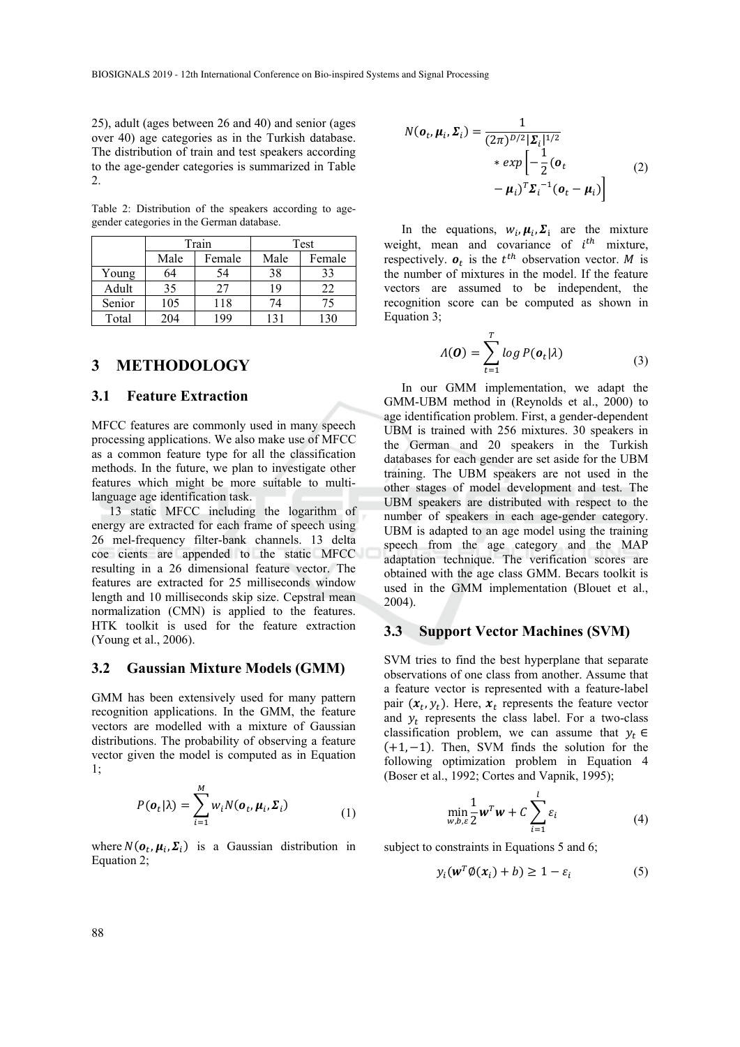25), adult (ages between 26 and 40) and senior (ages over 40) age categories as in the Turkish database. The distribution of train and test speakers according to the age-gender categories is summarized in Table 2.

Table 2: Distribution of the speakers according to age-gender categories in the German database.

| | Train | | Test | |
|---|---|---|---|---|
| | Male | Female | Male | Female |
| Young | 64 | 54 | 38 | 33 |
| Adult | 35 | 27 | 19 | 22 |
| Senior | 105 | 118 | 74 | 75 |
| Total | 204 | 199 | 131 | 130 |

## 3 METHODOLOGY

### 3.1 Feature Extraction

MFCC features are commonly used in many speech processing applications. We also make use of MFCC as a common feature type for all the classification methods. In the future, we plan to investigate other features which might be more suitable to multi-language age identification task.

13 static MFCC including the logarithm of energy are extracted for each frame of speech using 26 mel-frequency filter-bank channels. 13 delta coe cients are appended to the static MFCC resulting in a 26 dimensional feature vector. The features are extracted for 25 milliseconds window length and 10 milliseconds skip size. Cepstral mean normalization (CMN) is applied to the features. HTK toolkit is used for the feature extraction (Young et al., 2006).

### 3.2 Gaussian Mixture Models (GMM)

GMM has been extensively used for many pattern recognition applications. In the GMM, the feature vectors are modelled with a mixture of Gaussian distributions. The probability of observing a feature vector given the model is computed as in Equation 1;

$$P(\boldsymbol{o}_t|\lambda) = \sum_{i=1}^{M} w_i N(\boldsymbol{o}_t, \boldsymbol{\mu}_i, \boldsymbol{\Sigma}_i) \tag{1}$$

where $N(\boldsymbol{o}_t, \boldsymbol{\mu}_i, \boldsymbol{\Sigma}_i)$ is a Gaussian distribution in Equation 2;

$$N(\boldsymbol{o}_t, \boldsymbol{\mu}_i, \boldsymbol{\Sigma}_i) = \frac{1}{(2\pi)^{D/2}|\boldsymbol{\Sigma}_i|^{1/2}} * exp\left[-\frac{1}{2}(\boldsymbol{o}_t - \boldsymbol{\mu}_i)^T \boldsymbol{\Sigma}_i^{-1}(\boldsymbol{o}_t - \boldsymbol{\mu}_i)\right] \tag{2}$$

In the equations, $w_i, \boldsymbol{\mu}_i, \boldsymbol{\Sigma}_i$ are the mixture weight, mean and covariance of $i^{th}$ mixture, respectively. $\boldsymbol{o}_t$ is the $t^{th}$ observation vector. $M$ is the number of mixtures in the model. If the feature vectors are assumed to be independent, the recognition score can be computed as shown in Equation 3;

$$\Lambda(\boldsymbol{O}) = \sum_{t=1}^{T} log\, P(\boldsymbol{o}_t|\lambda) \tag{3}$$

In our GMM implementation, we adapt the GMM-UBM method in (Reynolds et al., 2000) to age identification problem. First, a gender-dependent UBM is trained with 256 mixtures. 30 speakers in the German and 20 speakers in the Turkish databases for each gender are set aside for the UBM training. The UBM speakers are not used in the other stages of model development and test. The UBM speakers are distributed with respect to the number of speakers in each age-gender category. UBM is adapted to an age model using the training speech from the age category and the MAP adaptation technique. The verification scores are obtained with the age class GMM. Becars toolkit is used in the GMM implementation (Blouet et al., 2004).

### 3.3 Support Vector Machines (SVM)

SVM tries to find the best hyperplane that separate observations of one class from another. Assume that a feature vector is represented with a feature-label pair $(\boldsymbol{x}_t, y_t)$. Here, $\boldsymbol{x}_t$ represents the feature vector and $y_t$ represents the class label. For a two-class classification problem, we can assume that $y_t \in (+1, -1)$. Then, SVM finds the solution for the following optimization problem in Equation 4 (Boser et al., 1992; Cortes and Vapnik, 1995);

$$\min_{w,b,\varepsilon} \frac{1}{2}\boldsymbol{w}^T\boldsymbol{w} + C\sum_{i=1}^{l}\varepsilon_i \tag{4}$$

subject to constraints in Equations 5 and 6;

$$y_i(\boldsymbol{w}^T \emptyset(\boldsymbol{x}_i) + b) \geq 1 - \varepsilon_i \tag{5}$$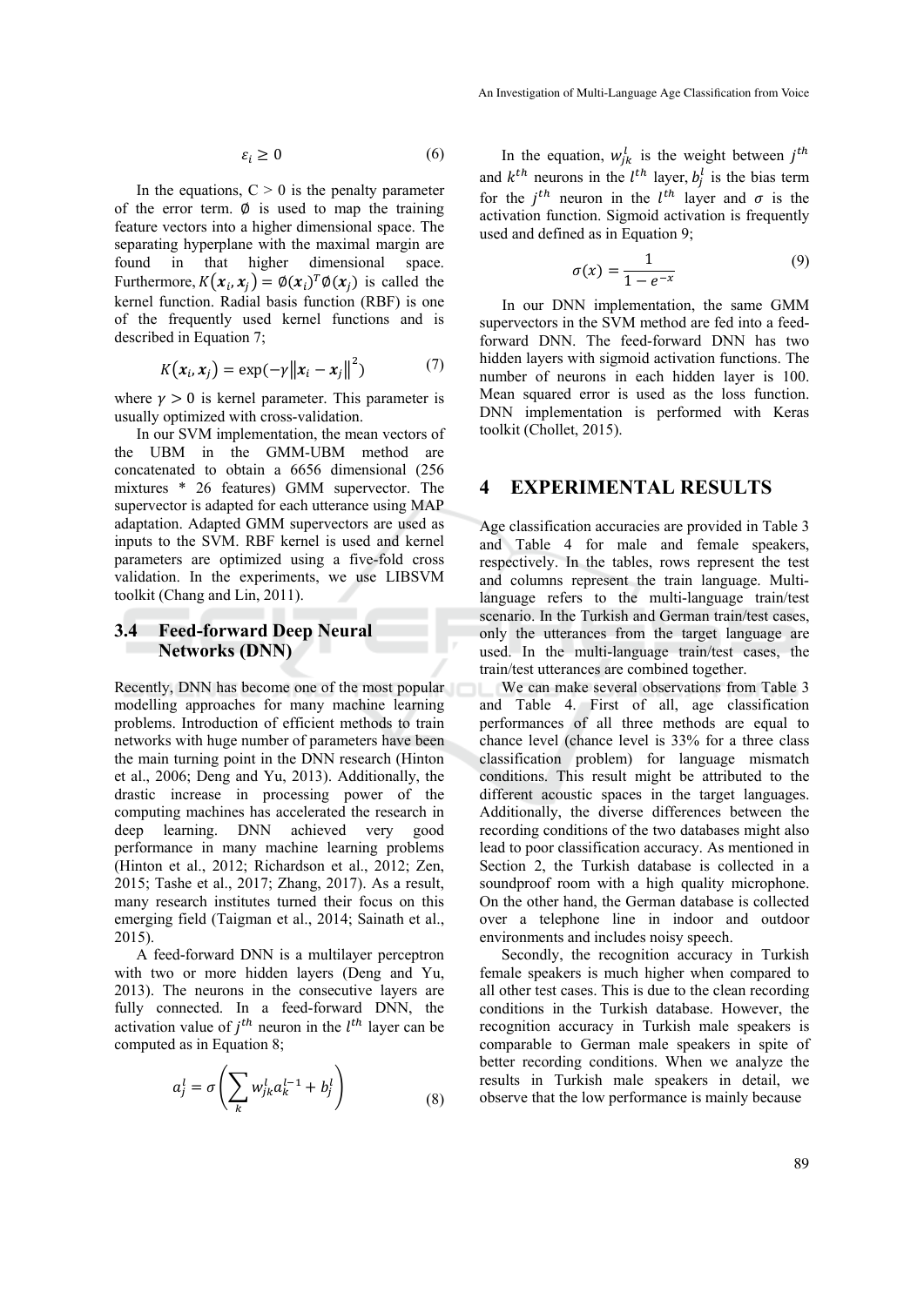$$\varepsilon_i \geq 0 \tag{6}$$

In the equations, C > 0 is the penalty parameter of the error term. $\emptyset$ is used to map the training feature vectors into a higher dimensional space. The separating hyperplane with the maximal margin are found in that higher dimensional space. Furthermore, $K(\boldsymbol{x}_i, \boldsymbol{x}_j) = \emptyset(\boldsymbol{x}_i)^T \emptyset(\boldsymbol{x}_j)$ is called the kernel function. Radial basis function (RBF) is one of the frequently used kernel functions and is described in Equation 7;

$$K(\boldsymbol{x}_i, \boldsymbol{x}_j) = \exp(-\gamma \|\boldsymbol{x}_i - \boldsymbol{x}_j\|^2) \tag{7}$$

where $\gamma > 0$ is kernel parameter. This parameter is usually optimized with cross-validation.

In our SVM implementation, the mean vectors of the UBM in the GMM-UBM method are concatenated to obtain a 6656 dimensional (256 mixtures * 26 features) GMM supervector. The supervector is adapted for each utterance using MAP adaptation. Adapted GMM supervectors are used as inputs to the SVM. RBF kernel is used and kernel parameters are optimized using a five-fold cross validation. In the experiments, we use LIBSVM toolkit (Chang and Lin, 2011).

### 3.4 Feed-forward Deep Neural Networks (DNN)

Recently, DNN has become one of the most popular modelling approaches for many machine learning problems. Introduction of efficient methods to train networks with huge number of parameters have been the main turning point in the DNN research (Hinton et al., 2006; Deng and Yu, 2013). Additionally, the drastic increase in processing power of the computing machines has accelerated the research in deep learning. DNN achieved very good performance in many machine learning problems (Hinton et al., 2012; Richardson et al., 2012; Zen, 2015; Tashe et al., 2017; Zhang, 2017). As a result, many research institutes turned their focus on this emerging field (Taigman et al., 2014; Sainath et al., 2015).

A feed-forward DNN is a multilayer perceptron with two or more hidden layers (Deng and Yu, 2013). The neurons in the consecutive layers are fully connected. In a feed-forward DNN, the activation value of $j^{th}$ neuron in the $l^{th}$ layer can be computed as in Equation 8;

$$a_j^l = \sigma\left(\sum_k w_{jk}^l a_k^{l-1} + b_j^l\right) \tag{8}$$

In the equation, $w_{jk}^l$ is the weight between $j^{th}$ and $k^{th}$ neurons in the $l^{th}$ layer, $b_j^l$ is the bias term for the $j^{th}$ neuron in the $l^{th}$ layer and $\sigma$ is the activation function. Sigmoid activation is frequently used and defined as in Equation 9;

$$\sigma(x) = \frac{1}{1 - e^{-x}} \tag{9}$$

In our DNN implementation, the same GMM supervectors in the SVM method are fed into a feed-forward DNN. The feed-forward DNN has two hidden layers with sigmoid activation functions. The number of neurons in each hidden layer is 100. Mean squared error is used as the loss function. DNN implementation is performed with Keras toolkit (Chollet, 2015).

## 4 EXPERIMENTAL RESULTS

Age classification accuracies are provided in Table 3 and Table 4 for male and female speakers, respectively. In the tables, rows represent the test and columns represent the train language. Multi-language refers to the multi-language train/test scenario. In the Turkish and German train/test cases, only the utterances from the target language are used. In the multi-language train/test cases, the train/test utterances are combined together.

We can make several observations from Table 3 and Table 4. First of all, age classification performances of all three methods are equal to chance level (chance level is 33% for a three class classification problem) for language mismatch conditions. This result might be attributed to the different acoustic spaces in the target languages. Additionally, the diverse differences between the recording conditions of the two databases might also lead to poor classification accuracy. As mentioned in Section 2, the Turkish database is collected in a soundproof room with a high quality microphone. On the other hand, the German database is collected over a telephone line in indoor and outdoor environments and includes noisy speech.

Secondly, the recognition accuracy in Turkish female speakers is much higher when compared to all other test cases. This is due to the clean recording conditions in the Turkish database. However, the recognition accuracy in Turkish male speakers is comparable to German male speakers in spite of better recording conditions. When we analyze the results in Turkish male speakers in detail, we observe that the low performance is mainly because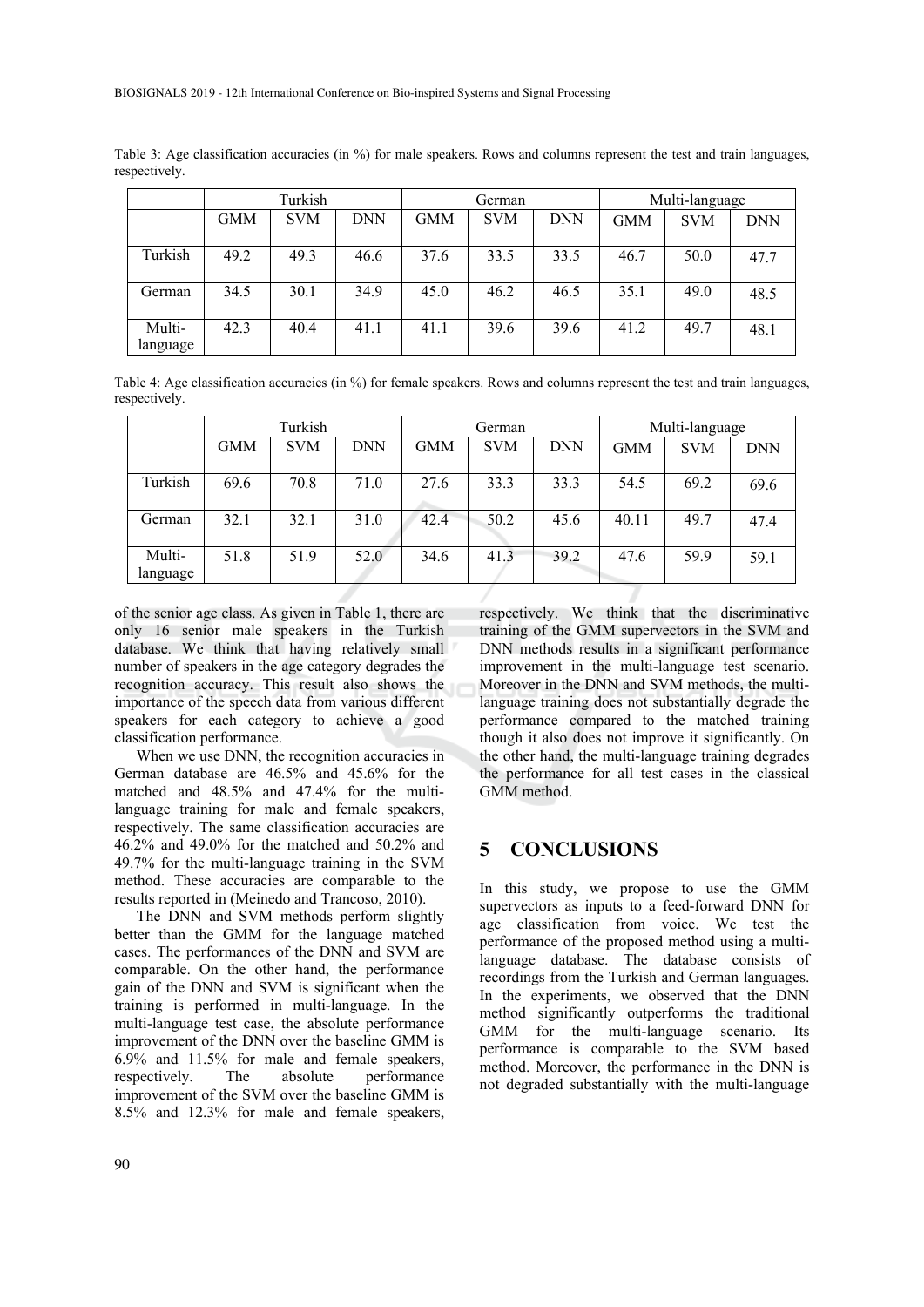Table 3: Age classification accuracies (in %) for male speakers. Rows and columns represent the test and train languages, respectively.

| | Turkish | | | German | | | Multi-language | | |
|---|---|---|---|---|---|---|---|---|---|
| | GMM | SVM | DNN | GMM | SVM | DNN | GMM | SVM | DNN |
| Turkish | 49.2 | 49.3 | 46.6 | 37.6 | 33.5 | 33.5 | 46.7 | 50.0 | 47.7 |
| German | 34.5 | 30.1 | 34.9 | 45.0 | 46.2 | 46.5 | 35.1 | 49.0 | 48.5 |
| Multi-language | 42.3 | 40.4 | 41.1 | 41.1 | 39.6 | 39.6 | 41.2 | 49.7 | 48.1 |

Table 4: Age classification accuracies (in %) for female speakers. Rows and columns represent the test and train languages, respectively.

| | Turkish | | | German | | | Multi-language | | |
|---|---|---|---|---|---|---|---|---|---|
| | GMM | SVM | DNN | GMM | SVM | DNN | GMM | SVM | DNN |
| Turkish | 69.6 | 70.8 | 71.0 | 27.6 | 33.3 | 33.3 | 54.5 | 69.2 | 69.6 |
| German | 32.1 | 32.1 | 31.0 | 42.4 | 50.2 | 45.6 | 40.11 | 49.7 | 47.4 |
| Multi-language | 51.8 | 51.9 | 52.0 | 34.6 | 41.3 | 39.2 | 47.6 | 59.9 | 59.1 |

of the senior age class. As given in Table 1, there are only 16 senior male speakers in the Turkish database. We think that having relatively small number of speakers in the age category degrades the recognition accuracy. This result also shows the importance of the speech data from various different speakers for each category to achieve a good classification performance.

When we use DNN, the recognition accuracies in German database are 46.5% and 45.6% for the matched and 48.5% and 47.4% for the multi-language training for male and female speakers, respectively. The same classification accuracies are 46.2% and 49.0% for the matched and 50.2% and 49.7% for the multi-language training in the SVM method. These accuracies are comparable to the results reported in (Meinedo and Trancoso, 2010).

The DNN and SVM methods perform slightly better than the GMM for the language matched cases. The performances of the DNN and SVM are comparable. On the other hand, the performance gain of the DNN and SVM is significant when the training is performed in multi-language. In the multi-language test case, the absolute performance improvement of the DNN over the baseline GMM is 6.9% and 11.5% for male and female speakers, respectively. The absolute performance improvement of the SVM over the baseline GMM is 8.5% and 12.3% for male and female speakers, respectively. We think that the discriminative training of the GMM supervectors in the SVM and DNN methods results in a significant performance improvement in the multi-language test scenario. Moreover in the DNN and SVM methods, the multi-language training does not substantially degrade the performance compared to the matched training though it also does not improve it significantly. On the other hand, the multi-language training degrades the performance for all test cases in the classical GMM method.

## 5 CONCLUSIONS

In this study, we propose to use the GMM supervectors as inputs to a feed-forward DNN for age classification from voice. We test the performance of the proposed method using a multi-language database. The database consists of recordings from the Turkish and German languages. In the experiments, we observed that the DNN method significantly outperforms the traditional GMM for the multi-language scenario. Its performance is comparable to the SVM based method. Moreover, the performance in the DNN is not degraded substantially with the multi-language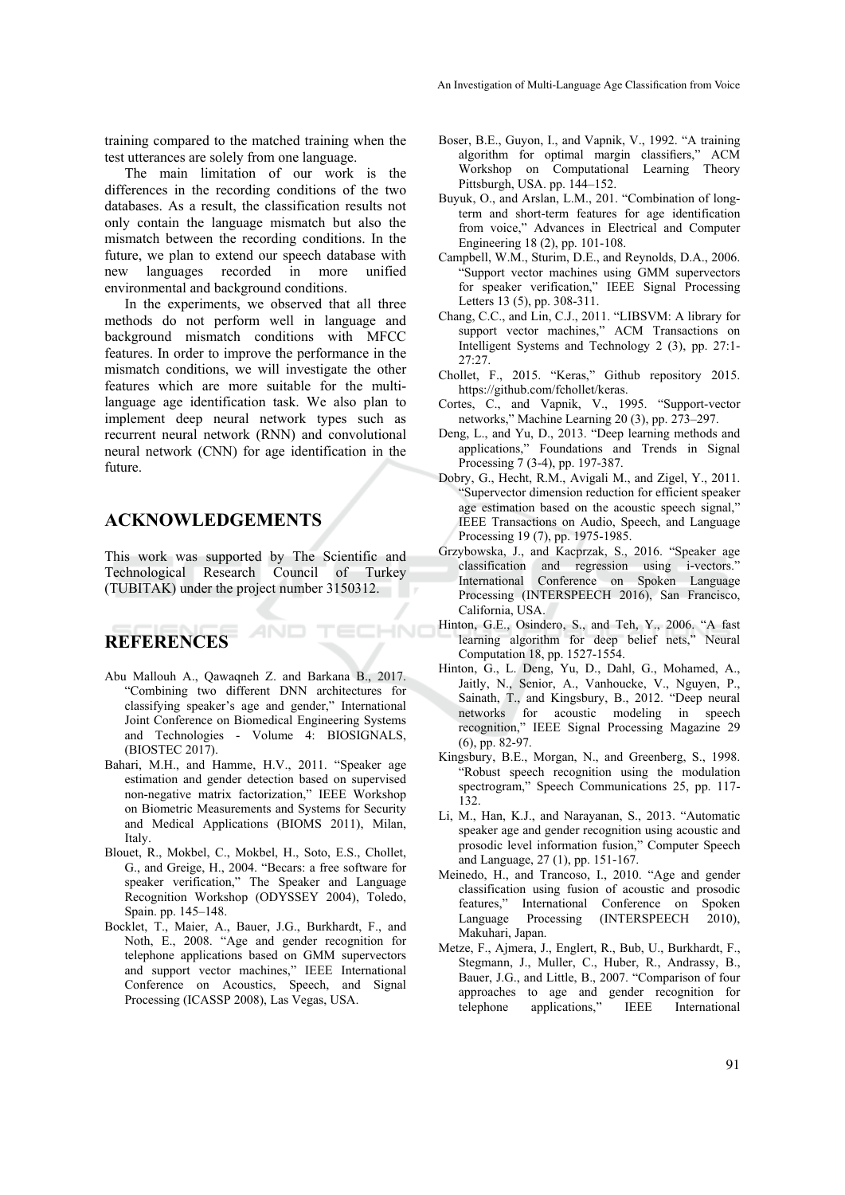training compared to the matched training when the test utterances are solely from one language.

The main limitation of our work is the differences in the recording conditions of the two databases. As a result, the classification results not only contain the language mismatch but also the mismatch between the recording conditions. In the future, we plan to extend our speech database with new languages recorded in more unified environmental and background conditions.

In the experiments, we observed that all three methods do not perform well in language and background mismatch conditions with MFCC features. In order to improve the performance in the mismatch conditions, we will investigate the other features which are more suitable for the multi-language age identification task. We also plan to implement deep neural network types such as recurrent neural network (RNN) and convolutional neural network (CNN) for age identification in the future.

## ACKNOWLEDGEMENTS

This work was supported by The Scientific and Technological Research Council of Turkey (TUBITAK) under the project number 3150312.

## REFERENCES

Abu Mallouh A., Qawaqneh Z. and Barkana B., 2017. "Combining two different DNN architectures for classifying speaker's age and gender," International Joint Conference on Biomedical Engineering Systems and Technologies - Volume 4: BIOSIGNALS, (BIOSTEC 2017).

Bahari, M.H., and Hamme, H.V., 2011. "Speaker age estimation and gender detection based on supervised non-negative matrix factorization," IEEE Workshop on Biometric Measurements and Systems for Security and Medical Applications (BIOMS 2011), Milan, Italy.

Blouet, R., Mokbel, C., Mokbel, H., Soto, E.S., Chollet, G., and Greige, H., 2004. "Becars: a free software for speaker verification," The Speaker and Language Recognition Workshop (ODYSSEY 2004), Toledo, Spain. pp. 145–148.

Bocklet, T., Maier, A., Bauer, J.G., Burkhardt, F., and Noth, E., 2008. "Age and gender recognition for telephone applications based on GMM supervectors and support vector machines," IEEE International Conference on Acoustics, Speech, and Signal Processing (ICASSP 2008), Las Vegas, USA.

Boser, B.E., Guyon, I., and Vapnik, V., 1992. "A training algorithm for optimal margin classifiers," ACM Workshop on Computational Learning Theory Pittsburgh, USA. pp. 144–152.

Buyuk, O., and Arslan, L.M., 201. "Combination of long-term and short-term features for age identification from voice," Advances in Electrical and Computer Engineering 18 (2), pp. 101-108.

Campbell, W.M., Sturim, D.E., and Reynolds, D.A., 2006. "Support vector machines using GMM supervectors for speaker verification," IEEE Signal Processing Letters 13 (5), pp. 308-311.

Chang, C.C., and Lin, C.J., 2011. "LIBSVM: A library for support vector machines," ACM Transactions on Intelligent Systems and Technology 2 (3), pp. 27:1-27:27.

Chollet, F., 2015. "Keras," Github repository 2015. https://github.com/fchollet/keras.

Cortes, C., and Vapnik, V., 1995. "Support-vector networks," Machine Learning 20 (3), pp. 273–297.

Deng, L., and Yu, D., 2013. "Deep learning methods and applications," Foundations and Trends in Signal Processing 7 (3-4), pp. 197-387.

Dobry, G., Hecht, R.M., Avigali M., and Zigel, Y., 2011. "Supervector dimension reduction for efficient speaker age estimation based on the acoustic speech signal," IEEE Transactions on Audio, Speech, and Language Processing 19 (7), pp. 1975-1985.

Grzybowska, J., and Kacprzak, S., 2016. "Speaker age classification and regression using i-vectors." International Conference on Spoken Language Processing (INTERSPEECH 2016), San Francisco, California, USA.

Hinton, G.E., Osindero, S., and Teh, Y., 2006. "A fast learning algorithm for deep belief nets," Neural Computation 18, pp. 1527-1554.

Hinton, G., L. Deng, Yu, D., Dahl, G., Mohamed, A., Jaitly, N., Senior, A., Vanhoucke, V., Nguyen, P., Sainath, T., and Kingsbury, B., 2012. "Deep neural networks for acoustic modeling in speech recognition," IEEE Signal Processing Magazine 29 (6), pp. 82-97.

Kingsbury, B.E., Morgan, N., and Greenberg, S., 1998. "Robust speech recognition using the modulation spectrogram," Speech Communications 25, pp. 117-132.

Li, M., Han, K.J., and Narayanan, S., 2013. "Automatic speaker age and gender recognition using acoustic and prosodic level information fusion," Computer Speech and Language, 27 (1), pp. 151-167.

Meinedo, H., and Trancoso, I., 2010. "Age and gender classification using fusion of acoustic and prosodic features," International Conference on Spoken Language Processing (INTERSPEECH 2010), Makuhari, Japan.

Metze, F., Ajmera, J., Englert, R., Bub, U., Burkhardt, F., Stegmann, J., Muller, C., Huber, R., Andrassy, B., Bauer, J.G., and Little, B., 2007. "Comparison of four approaches to age and gender recognition for telephone applications," IEEE International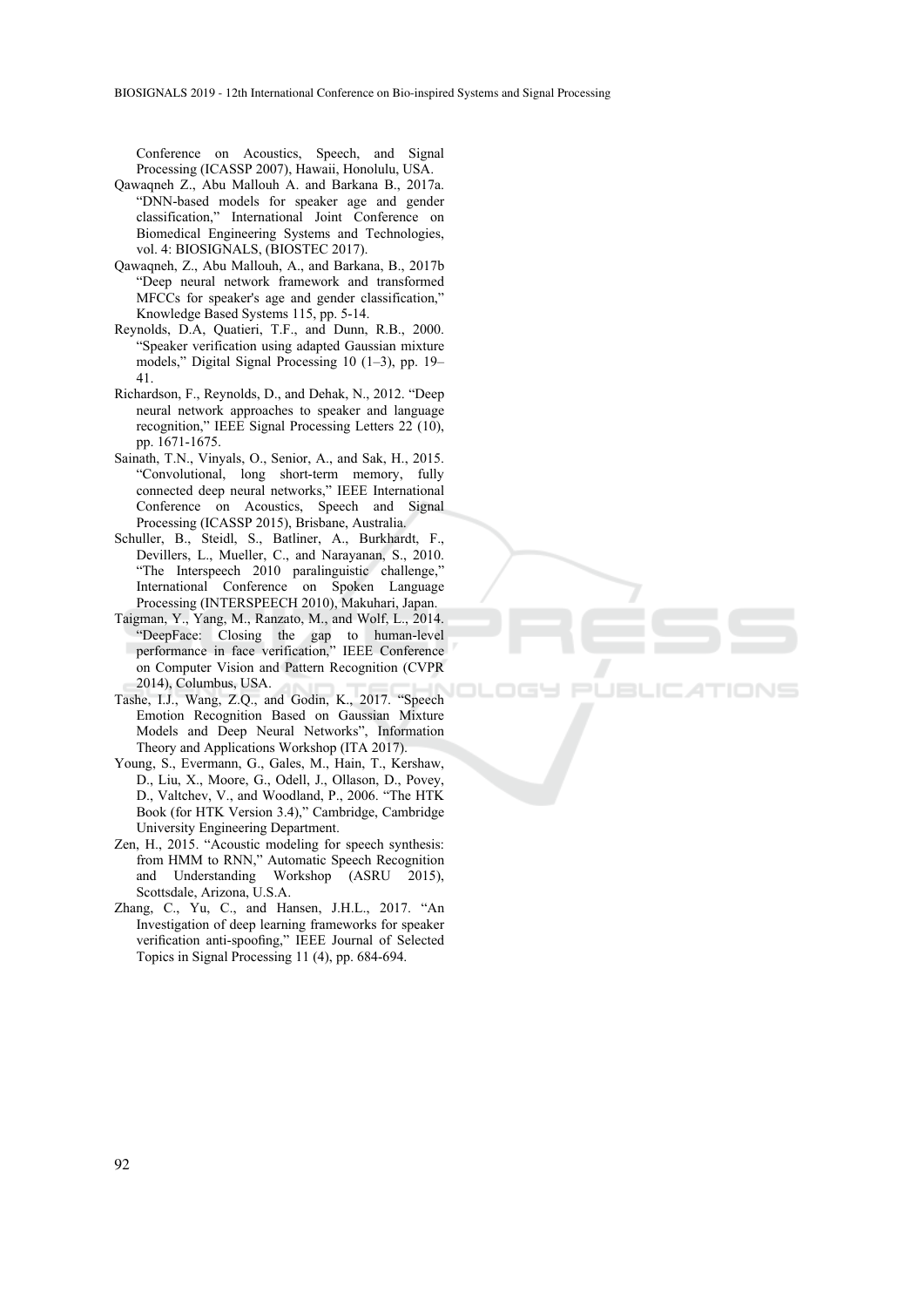Conference on Acoustics, Speech, and Signal Processing (ICASSP 2007), Hawaii, Honolulu, USA.

Qawaqneh Z., Abu Mallouh A. and Barkana B., 2017a. "DNN-based models for speaker age and gender classification," International Joint Conference on Biomedical Engineering Systems and Technologies, vol. 4: BIOSIGNALS, (BIOSTEC 2017).

Qawaqneh, Z., Abu Mallouh, A., and Barkana, B., 2017b "Deep neural network framework and transformed MFCCs for speaker's age and gender classification," Knowledge Based Systems 115, pp. 5-14.

Reynolds, D.A, Quatieri, T.F., and Dunn, R.B., 2000. "Speaker verification using adapted Gaussian mixture models," Digital Signal Processing 10 (1–3), pp. 19–41.

Richardson, F., Reynolds, D., and Dehak, N., 2012. "Deep neural network approaches to speaker and language recognition," IEEE Signal Processing Letters 22 (10), pp. 1671-1675.

Sainath, T.N., Vinyals, O., Senior, A., and Sak, H., 2015. "Convolutional, long short-term memory, fully connected deep neural networks," IEEE International Conference on Acoustics, Speech and Signal Processing (ICASSP 2015), Brisbane, Australia.

Schuller, B., Steidl, S., Batliner, A., Burkhardt, F., Devillers, L., Mueller, C., and Narayanan, S., 2010. "The Interspeech 2010 paralinguistic challenge," International Conference on Spoken Language Processing (INTERSPEECH 2010), Makuhari, Japan.

Taigman, Y., Yang, M., Ranzato, M., and Wolf, L., 2014. "DeepFace: Closing the gap to human-level performance in face verification," IEEE Conference on Computer Vision and Pattern Recognition (CVPR 2014), Columbus, USA.

Tashe, I.J., Wang, Z.Q., and Godin, K., 2017. "Speech Emotion Recognition Based on Gaussian Mixture Models and Deep Neural Networks", Information Theory and Applications Workshop (ITA 2017).

Young, S., Evermann, G., Gales, M., Hain, T., Kershaw, D., Liu, X., Moore, G., Odell, J., Ollason, D., Povey, D., Valtchev, V., and Woodland, P., 2006. "The HTK Book (for HTK Version 3.4)," Cambridge, Cambridge University Engineering Department.

Zen, H., 2015. "Acoustic modeling for speech synthesis: from HMM to RNN," Automatic Speech Recognition and Understanding Workshop (ASRU 2015), Scottsdale, Arizona, U.S.A.

Zhang, C., Yu, C., and Hansen, J.H.L., 2017. "An Investigation of deep learning frameworks for speaker verification anti-spoofing," IEEE Journal of Selected Topics in Signal Processing 11 (4), pp. 684-694.